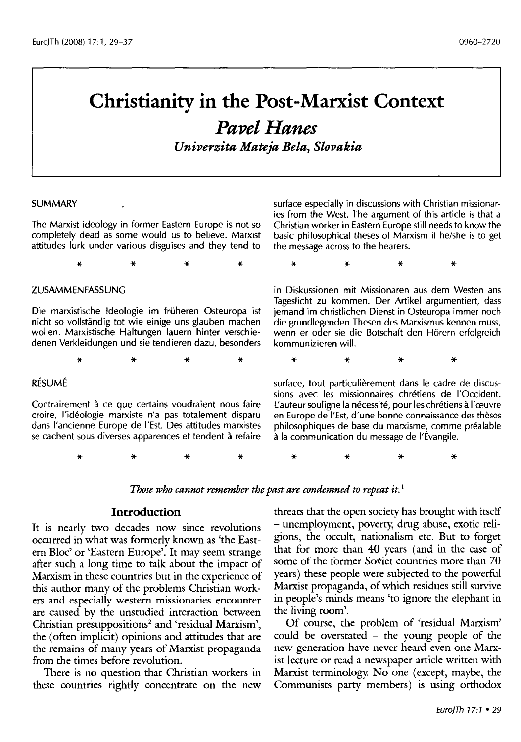# Christianity in the Post-Marxist Context

## *Pavel Hanes*

### *Univerzita Mateja Bela, Slovakia*

SUMMARY

The Marxist ideology in former Eastern Europe is not so completely dead as some would us to believe. Marxist attitudes lurk under various disguises and they tend to surface especially in discussions with Christian missionaries from the West. The argument of this article is that a Christian worker in Eastern Europe still needs to know the basic philosophical theses of Marxism if he/she is to get the message across to the hearers.

\*    \*    \*    \*    \*    \*    \*    \*

ZUSAMMENFASSUNG

Die marxistische Ideologie im früheren Osteuropa ist nicht so vollständig tot wie einige uns glauben machen wollen. Marxistische Haltungen lauern hinter verschiedenen Verkleidungen und sie tendieren dazu, besonders in Diskussionen mit Missionaren aus dem Westen ans Tageslicht zu kommen. Der Artikel argumentiert, dass jemand im christlichen Dienst in Osteuropa immer noch die grundlegenden Thesen des Marxismus kennen muss, wenn er oder sie die Botschaft den Hörern erfolgreich kommunizieren will.

\*    \*    \*    \*    \*    \*    \*    \*

RÉSUMÉ

Contrairement à ce que certains voudraient nous faire croire, l'idéologie marxiste n'a pas totalement disparu dans l'ancienne Europe de l'Est. Des attitudes marxistes se cachent sous diverses apparences et tendent à refaire surface, tout particulièrement dans le cadre de discussions avec les missionnaires chrétiens de l'Occident. L'auteur souligne la nécessité, pour les chrétiens à l'œuvre en Europe de l'Est, d'une bonne connaissance des thèses philosophiques de base du marxisme, comme préalable à la communication du message de l'Évangile.

\*    \*    \*    \*    \*    \*    \*    \*

*Those who cannot remember the past are condemned to repeat it.*[1]

## Introduction

It is nearly two decades now since revolutions occurred in what was formerly known as 'the Eastern Bloc' or 'Eastern Europe'. It may seem strange after such a long time to talk about the impact of Marxism in these countries but in the experience of this author many of the problems Christian workers and especially western missionaries encounter are caused by the unstudied interaction between Christian presuppositions[2] and 'residual Marxism', the (often implicit) opinions and attitudes that are the remains of many years of Marxist propaganda from the times before revolution.

There is no question that Christian workers in these countries rightly concentrate on the new threats that the open society has brought with itself – unemployment, poverty, drug abuse, exotic religions, the occult, nationalism etc. But to forget that for more than 40 years (and in the case of some of the former Soviet countries more than 70 years) these people were subjected to the powerful Marxist propaganda, of which residues still survive in people's minds means 'to ignore the elephant in the living room'.

Of course, the problem of 'residual Marxism' could be overstated – the young people of the new generation have never heard even one Marxist lecture or read a newspaper article written with Marxist terminology. No one (except, maybe, the Communists party members) is using orthodox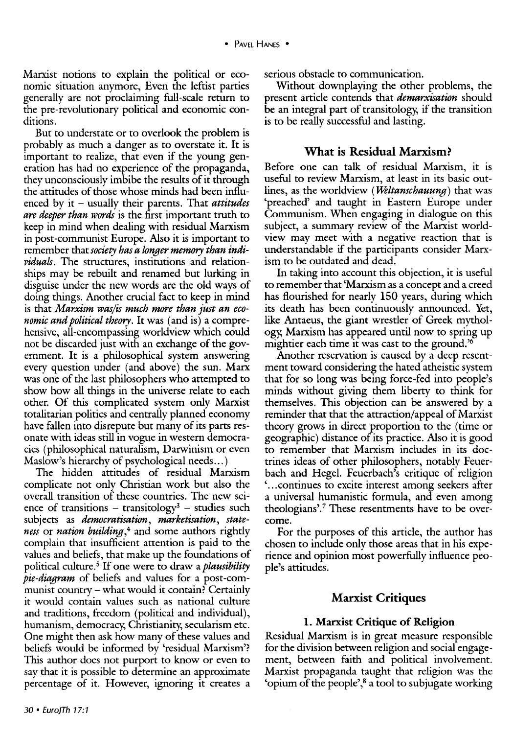Marxist notions to explain the political or economic situation anymore, Even the leftist parties generally are not proclaiming full-scale return to the pre-revolutionary political and economic conditions.

But to understate or to overlook the problem is probably as much a danger as to overstate it. It is important to realize, that even if the young generation has had no experience of the propaganda, they unconsciously imbibe the results of it through the attitudes of those whose minds had been influenced by it – usually their parents. That *attitudes are deeper than words* is the first important truth to keep in mind when dealing with residual Marxism in post-communist Europe. Also it is important to remember that *society has a longer memory than individuals*. The structures, institutions and relationships may be rebuilt and renamed but lurking in disguise under the new words are the old ways of doing things. Another crucial fact to keep in mind is that *Marxism was/is much more than just an economic and political theory*. It was (and is) a comprehensive, all-encompassing worldview which could not be discarded just with an exchange of the government. It is a philosophical system answering every question under (and above) the sun. Marx was one of the last philosophers who attempted to show how all things in the universe relate to each other. Of this complicated system only Marxist totalitarian politics and centrally planned economy have fallen into disrepute but many of its parts resonate with ideas still in vogue in western democracies (philosophical naturalism, Darwinism or even Maslow's hierarchy of psychological needs...)

The hidden attitudes of residual Marxism complicate not only Christian work but also the overall transition of these countries. The new science of transitions – transitology[3] – studies such subjects as *democratisation*, *marketisation*, *stateness* or *nation building*,[4] and some authors rightly complain that insufficient attention is paid to the values and beliefs, that make up the foundations of political culture.[5] If one were to draw a *plausibility pie-diagram* of beliefs and values for a post-communist country – what would it contain? Certainly it would contain values such as national culture and traditions, freedom (political and individual), humanism, democracy, Christianity, secularism etc. One might then ask how many of these values and beliefs would be informed by 'residual Marxism'? This author does not purport to know or even to say that it is possible to determine an approximate percentage of it. However, ignoring it creates a serious obstacle to communication.

Without downplaying the other problems, the present article contends that *demarxisation* should be an integral part of transitology, if the transition is to be really successful and lasting.

## What is Residual Marxism?

Before one can talk of residual Marxism, it is useful to review Marxism, at least in its basic outlines, as the worldview (*Weltanschauung*) that was 'preached' and taught in Eastern Europe under Communism. When engaging in dialogue on this subject, a summary review of the Marxist worldview may meet with a negative reaction that is understandable if the participants consider Marxism to be outdated and dead.

In taking into account this objection, it is useful to remember that 'Marxism as a concept and a creed has flourished for nearly 150 years, during which its death has been continuously announced. Yet, like Antaeus, the giant wrestler of Greek mythology, Marxism has appeared until now to spring up mightier each time it was cast to the ground.'[6]

Another reservation is caused by a deep resentment toward considering the hated atheistic system that for so long was being force-fed into people's minds without giving them liberty to think for themselves. This objection can be answered by a reminder that that the attraction/appeal of Marxist theory grows in direct proportion to the (time or geographic) distance of its practice. Also it is good to remember that Marxism includes in its doctrines ideas of other philosophers, notably Feuerbach and Hegel. Feuerbach's critique of religion '...continues to excite interest among seekers after a universal humanistic formula, and even among theologians'.[7] These resentments have to be overcome.

For the purposes of this article, the author has chosen to include only those areas that in his experience and opinion most powerfully influence people's attitudes.

## Marxist Critiques

### 1. Marxist Critique of Religion

Residual Marxism is in great measure responsible for the division between religion and social engagement, between faith and political involvement. Marxist propaganda taught that religion was the 'opium of the people',[8] a tool to subjugate working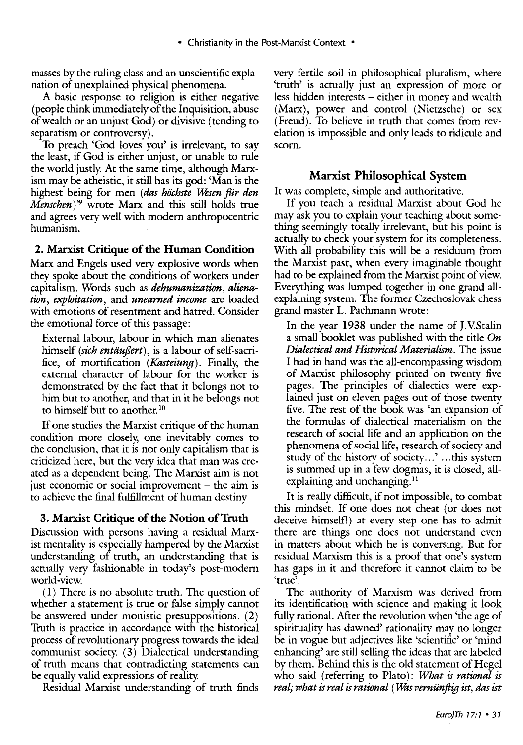masses by the ruling class and an unscientific explanation of unexplained physical phenomena.

A basic response to religion is either negative (people think immediately of the Inquisition, abuse of wealth or an unjust God) or divisive (tending to separatism or controversy).

To preach 'God loves you' is irrelevant, to say the least, if God is either unjust, or unable to rule the world justly. At the same time, although Marxism may be atheistic, it still has its god: 'Man is the highest being for men (*das höchste Wesen für den Menschen*)'[9] wrote Marx and this still holds true and agrees very well with modern anthropocentric humanism.

### 2. Marxist Critique of the Human Condition

Marx and Engels used very explosive words when they spoke about the conditions of workers under capitalism. Words such as ***dehumanization***, ***alienation***, ***exploitation***, and ***unearned income*** are loaded with emotions of resentment and hatred. Consider the emotional force of this passage:

> External labour, labour in which man alienates himself (*sich entäußert*), is a labour of self-sacrifice, of mortification (*Kasteiung*). Finally, the external character of labour for the worker is demonstrated by the fact that it belongs not to him but to another, and that in it he belongs not to himself but to another.[10]

If one studies the Marxist critique of the human condition more closely, one inevitably comes to the conclusion, that it is not only capitalism that is criticized here, but the very idea that man was created as a dependent being. The Marxist aim is not just economic or social improvement – the aim is to achieve the final fulfillment of human destiny

### 3. Marxist Critique of the Notion of Truth

Discussion with persons having a residual Marxist mentality is especially hampered by the Marxist understanding of truth, an understanding that is actually very fashionable in today's post-modern world-view.

(1) There is no absolute truth. The question of whether a statement is true or false simply cannot be answered under monistic presuppositions. (2) Truth is practice in accordance with the historical process of revolutionary progress towards the ideal communist society. (3) Dialectical understanding of truth means that contradicting statements can be equally valid expressions of reality.

Residual Marxist understanding of truth finds very fertile soil in philosophical pluralism, where 'truth' is actually just an expression of more or less hidden interests – either in money and wealth (Marx), power and control (Nietzsche) or sex (Freud). To believe in truth that comes from revelation is impossible and only leads to ridicule and scorn.

## Marxist Philosophical System

It was complete, simple and authoritative.

If you teach a residual Marxist about God he may ask you to explain your teaching about something seemingly totally irrelevant, but his point is actually to check your system for its completeness. With all probability this will be a residuum from the Marxist past, when every imaginable thought had to be explained from the Marxist point of view. Everything was lumped together in one grand all-explaining system. The former Czechoslovak chess grand master L. Pachmann wrote:

> In the year 1938 under the name of J.V.Stalin a small booklet was published with the title *On Dialectical and Historical Materialism*. The issue I had in hand was the all-encompassing wisdom of Marxist philosophy printed on twenty five pages. The principles of dialectics were explained just on eleven pages out of those twenty five. The rest of the book was 'an expansion of the formulas of dialectical materialism on the research of social life and an application on the phenomena of social life, research of society and study of the history of society...' ...this system is summed up in a few dogmas, it is closed, all-explaining and unchanging.[11]

It is really difficult, if not impossible, to combat this mindset. If one does not cheat (or does not deceive himself!) at every step one has to admit there are things one does not understand even in matters about which he is conversing. But for residual Marxism this is a proof that one's system has gaps in it and therefore it cannot claim to be 'true'.

The authority of Marxism was derived from its identification with science and making it look fully rational. After the revolution when 'the age of spirituality has dawned' rationality may no longer be in vogue but adjectives like 'scientific' or 'mind enhancing' are still selling the ideas that are labeled by them. Behind this is the old statement of Hegel who said (referring to Plato): *What is rational is real; what is real is rational* (*Was vernünftig ist, das ist*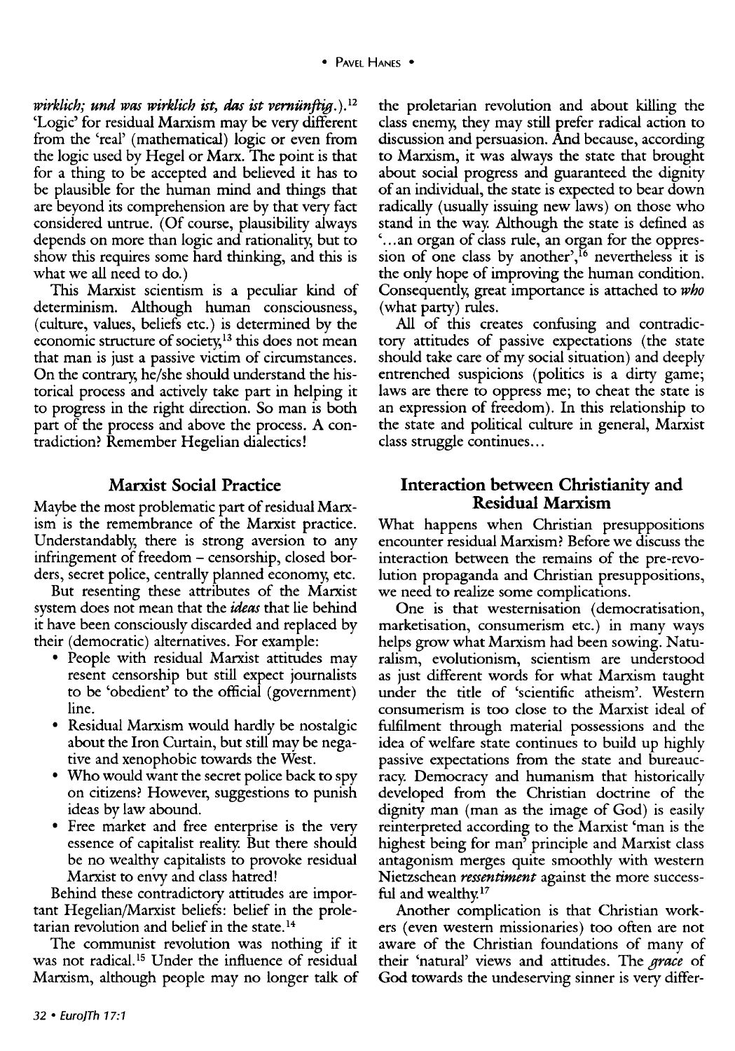*wirklich; und was wirklich ist, das ist vernünftig.*).[12] 'Logic' for residual Marxism may be very different from the 'real' (mathematical) logic or even from the logic used by Hegel or Marx. The point is that for a thing to be accepted and believed it has to be plausible for the human mind and things that are beyond its comprehension are by that very fact considered untrue. (Of course, plausibility always depends on more than logic and rationality, but to show this requires some hard thinking, and this is what we all need to do.)

This Marxist scientism is a peculiar kind of determinism. Although human consciousness, (culture, values, beliefs etc.) is determined by the economic structure of society,[13] this does not mean that man is just a passive victim of circumstances. On the contrary, he/she should understand the historical process and actively take part in helping it to progress in the right direction. So man is both part of the process and above the process. A contradiction? Remember Hegelian dialectics!

## Marxist Social Practice

Maybe the most problematic part of residual Marxism is the remembrance of the Marxist practice. Understandably, there is strong aversion to any infringement of freedom – censorship, closed borders, secret police, centrally planned economy, etc.

But resenting these attributes of the Marxist system does not mean that the *ideas* that lie behind it have been consciously discarded and replaced by their (democratic) alternatives. For example:

- People with residual Marxist attitudes may resent censorship but still expect journalists to be 'obedient' to the official (government) line.
- Residual Marxism would hardly be nostalgic about the Iron Curtain, but still may be negative and xenophobic towards the West.
- Who would want the secret police back to spy on citizens? However, suggestions to punish ideas by law abound.
- Free market and free enterprise is the very essence of capitalist reality. But there should be no wealthy capitalists to provoke residual Marxist to envy and class hatred!

Behind these contradictory attitudes are important Hegelian/Marxist beliefs: belief in the proletarian revolution and belief in the state.[14]

The communist revolution was nothing if it was not radical.[15] Under the influence of residual Marxism, although people may no longer talk of the proletarian revolution and about killing the class enemy, they may still prefer radical action to discussion and persuasion. And because, according to Marxism, it was always the state that brought about social progress and guaranteed the dignity of an individual, the state is expected to bear down radically (usually issuing new laws) on those who stand in the way. Although the state is defined as '...an organ of class rule, an organ for the oppression of one class by another',[16] nevertheless it is the only hope of improving the human condition. Consequently, great importance is attached to *who* (what party) rules.

All of this creates confusing and contradictory attitudes of passive expectations (the state should take care of my social situation) and deeply entrenched suspicions (politics is a dirty game; laws are there to oppress me; to cheat the state is an expression of freedom). In this relationship to the state and political culture in general, Marxist class struggle continues...

## Interaction between Christianity and Residual Marxism

What happens when Christian presuppositions encounter residual Marxism? Before we discuss the interaction between the remains of the pre-revolution propaganda and Christian presuppositions, we need to realize some complications.

One is that westernisation (democratisation, marketisation, consumerism etc.) in many ways helps grow what Marxism had been sowing. Naturalism, evolutionism, scientism are understood as just different words for what Marxism taught under the title of 'scientific atheism'. Western consumerism is too close to the Marxist ideal of fulfilment through material possessions and the idea of welfare state continues to build up highly passive expectations from the state and bureaucracy. Democracy and humanism that historically developed from the Christian doctrine of the dignity man (man as the image of God) is easily reinterpreted according to the Marxist 'man is the highest being for man' principle and Marxist class antagonism merges quite smoothly with western Nietzschean *ressentiment* against the more successful and wealthy.[17]

Another complication is that Christian workers (even western missionaries) too often are not aware of the Christian foundations of many of their 'natural' views and attitudes. The *grace* of God towards the undeserving sinner is very differ-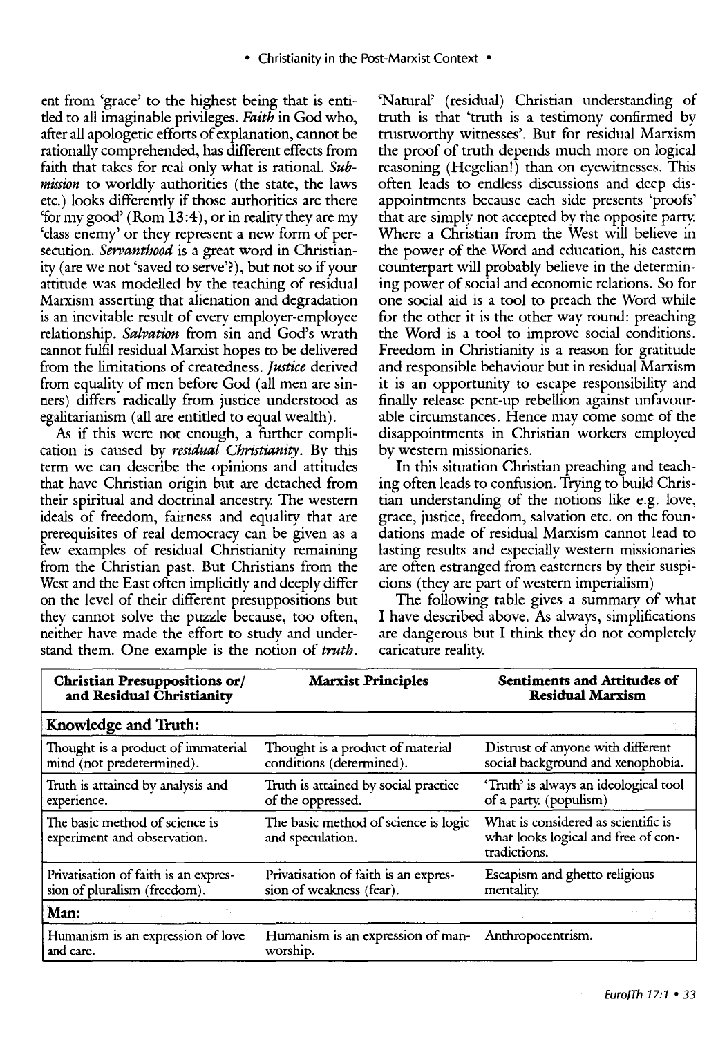ent from 'grace' to the highest being that is entitled to all imaginable privileges. *Faith* in God who, after all apologetic efforts of explanation, cannot be rationally comprehended, has different effects from faith that takes for real only what is rational. *Submission* to worldly authorities (the state, the laws etc.) looks differently if those authorities are there 'for my good' (Rom 13:4), or in reality they are my 'class enemy' or they represent a new form of persecution. *Servanthood* is a great word in Christianity (are we not 'saved to serve'?), but not so if your attitude was modelled by the teaching of residual Marxism asserting that alienation and degradation is an inevitable result of every employer-employee relationship. *Salvation* from sin and God's wrath cannot fulfil residual Marxist hopes to be delivered from the limitations of createdness. *Justice* derived from equality of men before God (all men are sinners) differs radically from justice understood as egalitarianism (all are entitled to equal wealth).

As if this were not enough, a further complication is caused by ***residual Christianity***. By this term we can describe the opinions and attitudes that have Christian origin but are detached from their spiritual and doctrinal ancestry. The western ideals of freedom, fairness and equality that are prerequisites of real democracy can be given as a few examples of residual Christianity remaining from the Christian past. But Christians from the West and the East often implicitly and deeply differ on the level of their different presuppositions but they cannot solve the puzzle because, too often, neither have made the effort to study and understand them. One example is the notion of *truth*. 'Natural' (residual) Christian understanding of truth is that 'truth is a testimony confirmed by trustworthy witnesses'. But for residual Marxism the proof of truth depends much more on logical reasoning (Hegelian!) than on eyewitnesses. This often leads to endless discussions and deep disappointments because each side presents 'proofs' that are simply not accepted by the opposite party. Where a Christian from the West will believe in the power of the Word and education, his eastern counterpart will probably believe in the determining power of social and economic relations. So for one social aid is a tool to preach the Word while for the other it is the other way round: preaching the Word is a tool to improve social conditions. Freedom in Christianity is a reason for gratitude and responsible behaviour but in residual Marxism it is an opportunity to escape responsibility and finally release pent-up rebellion against unfavourable circumstances. Hence may come some of the disappointments in Christian workers employed by western missionaries.

In this situation Christian preaching and teaching often leads to confusion. Trying to build Christian understanding of the notions like e.g. love, grace, justice, freedom, salvation etc. on the foundations made of residual Marxism cannot lead to lasting results and especially western missionaries are often estranged from easterners by their suspicions (they are part of western imperialism)

The following table gives a summary of what I have described above. As always, simplifications are dangerous but I think they do not completely caricature reality.

| **Christian Presuppositions or/ and Residual Christianity** | **Marxist Principles** | **Sentiments and Attitudes of Residual Marxism** |
|---|---|---|
| **Knowledge and Truth:** | | |
| Thought is a product of immaterial mind (not predetermined). | Thought is a product of material conditions (determined). | Distrust of anyone with different social background and xenophobia. |
| Truth is attained by analysis and experience. | Truth is attained by social practice of the oppressed. | 'Truth' is always an ideological tool of a party. (populism) |
| The basic method of science is experiment and observation. | The basic method of science is logic and speculation. | What is considered as scientific is what looks logical and free of contradictions. |
| Privatisation of faith is an expression of pluralism (freedom). | Privatisation of faith is an expression of weakness (fear). | Escapism and ghetto religious mentality. |
| **Man:** | | |
| Humanism is an expression of love and care. | Humanism is an expression of man-worship. | Anthropocentrism. |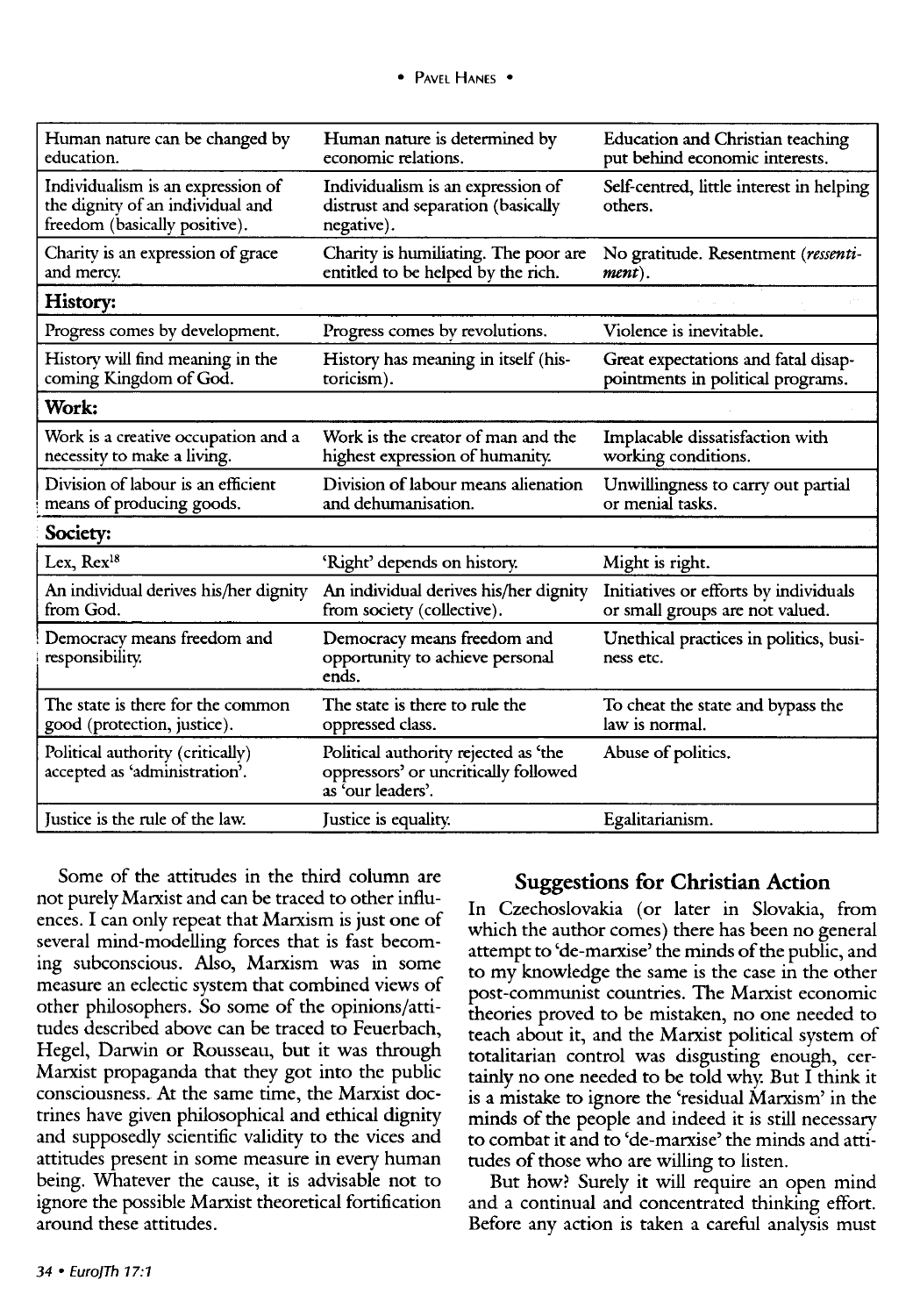| | | |
|---|---|---|
| Human nature can be changed by education. | Human nature is determined by economic relations. | Education and Christian teaching put behind economic interests. |
| Individualism is an expression of the dignity of an individual and freedom (basically positive). | Individualism is an expression of distrust and separation (basically negative). | Self-centred, little interest in helping others. |
| Charity is an expression of grace and mercy. | Charity is humiliating. The poor are entitled to be helped by the rich. | No gratitude. Resentment (*ressentiment*). |
| **History:** | | |
| Progress comes by development. | Progress comes by revolutions. | Violence is inevitable. |
| History will find meaning in the coming Kingdom of God. | History has meaning in itself (historicism). | Great expectations and fatal disappointments in political programs. |
| **Work:** | | |
| Work is a creative occupation and a necessity to make a living. | Work is the creator of man and the highest expression of humanity. | Implacable dissatisfaction with working conditions. |
| Division of labour is an efficient means of producing goods. | Division of labour means alienation and dehumanisation. | Unwillingness to carry out partial or menial tasks. |
| **Society:** | | |
| Lex, Rex[18] | 'Right' depends on history. | Might is right. |
| An individual derives his/her dignity from God. | An individual derives his/her dignity from society (collective). | Initiatives or efforts by individuals or small groups are not valued. |
| Democracy means freedom and responsibility. | Democracy means freedom and opportunity to achieve personal ends. | Unethical practices in politics, business etc. |
| The state is there for the common good (protection, justice). | The state is there to rule the oppressed class. | To cheat the state and bypass the law is normal. |
| Political authority (critically) accepted as 'administration'. | Political authority rejected as 'the oppressors' or uncritically followed as 'our leaders'. | Abuse of politics. |
| Justice is the rule of the law. | Justice is equality. | Egalitarianism. |

Some of the attitudes in the third column are not purely Marxist and can be traced to other influences. I can only repeat that Marxism is just one of several mind-modelling forces that is fast becoming subconscious. Also, Marxism was in some measure an eclectic system that combined views of other philosophers. So some of the opinions/attitudes described above can be traced to Feuerbach, Hegel, Darwin or Rousseau, but it was through Marxist propaganda that they got into the public consciousness. At the same time, the Marxist doctrines have given philosophical and ethical dignity and supposedly scientific validity to the vices and attitudes present in some measure in every human being. Whatever the cause, it is advisable not to ignore the possible Marxist theoretical fortification around these attitudes.

## Suggestions for Christian Action

In Czechoslovakia (or later in Slovakia, from which the author comes) there has been no general attempt to 'de-marxise' the minds of the public, and to my knowledge the same is the case in the other post-communist countries. The Marxist economic theories proved to be mistaken, no one needed to teach about it, and the Marxist political system of totalitarian control was disgusting enough, certainly no one needed to be told why. But I think it is a mistake to ignore the 'residual Marxism' in the minds of the people and indeed it is still necessary to combat it and to 'de-marxise' the minds and attitudes of those who are willing to listen.

But how? Surely it will require an open mind and a continual and concentrated thinking effort. Before any action is taken a careful analysis must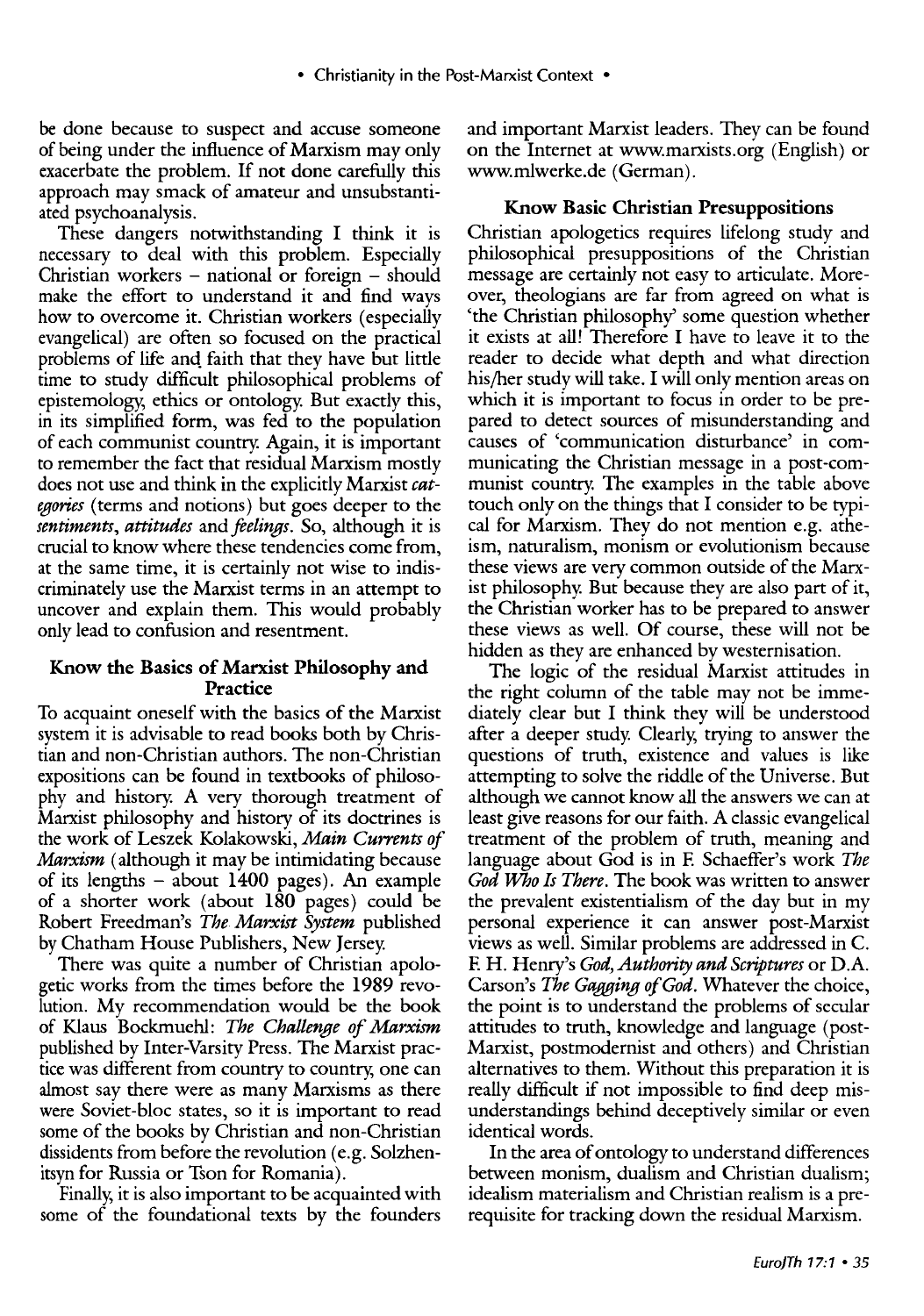be done because to suspect and accuse someone of being under the influence of Marxism may only exacerbate the problem. If not done carefully this approach may smack of amateur and unsubstantiated psychoanalysis.

These dangers notwithstanding I think it is necessary to deal with this problem. Especially Christian workers – national or foreign – should make the effort to understand it and find ways how to overcome it. Christian workers (especially evangelical) are often so focused on the practical problems of life and faith that they have but little time to study difficult philosophical problems of epistemology, ethics or ontology. But exactly this, in its simplified form, was fed to the population of each communist country. Again, it is important to remember the fact that residual Marxism mostly does not use and think in the explicitly Marxist *categories* (terms and notions) but goes deeper to the *sentiments, attitudes* and *feelings*. So, although it is crucial to know where these tendencies come from, at the same time, it is certainly not wise to indiscriminately use the Marxist terms in an attempt to uncover and explain them. This would probably only lead to confusion and resentment.

### Know the Basics of Marxist Philosophy and Practice

To acquaint oneself with the basics of the Marxist system it is advisable to read books both by Christian and non-Christian authors. The non-Christian expositions can be found in textbooks of philosophy and history. A very thorough treatment of Marxist philosophy and history of its doctrines is the work of Leszek Kolakowski, *Main Currents of Marxism* (although it may be intimidating because of its lengths – about 1400 pages). An example of a shorter work (about 180 pages) could be Robert Freedman's *The Marxist System* published by Chatham House Publishers, New Jersey.

There was quite a number of Christian apologetic works from the times before the 1989 revolution. My recommendation would be the book of Klaus Bockmuehl: *The Challenge of Marxism* published by Inter-Varsity Press. The Marxist practice was different from country to country, one can almost say there were as many Marxisms as there were Soviet-bloc states, so it is important to read some of the books by Christian and non-Christian dissidents from before the revolution (e.g. Solzhenitsyn for Russia or Tson for Romania).

Finally, it is also important to be acquainted with some of the foundational texts by the founders and important Marxist leaders. They can be found on the Internet at www.marxists.org (English) or www.mlwerke.de (German).

### Know Basic Christian Presuppositions

Christian apologetics requires lifelong study and philosophical presuppositions of the Christian message are certainly not easy to articulate. Moreover, theologians are far from agreed on what is 'the Christian philosophy' some question whether it exists at all! Therefore I have to leave it to the reader to decide what depth and what direction his/her study will take. I will only mention areas on which it is important to focus in order to be prepared to detect sources of misunderstanding and causes of 'communication disturbance' in communicating the Christian message in a post-communist country. The examples in the table above touch only on the things that I consider to be typical for Marxism. They do not mention e.g. atheism, naturalism, monism or evolutionism because these views are very common outside of the Marxist philosophy. But because they are also part of it, the Christian worker has to be prepared to answer these views as well. Of course, these will not be hidden as they are enhanced by westernisation.

The logic of the residual Marxist attitudes in the right column of the table may not be immediately clear but I think they will be understood after a deeper study. Clearly, trying to answer the questions of truth, existence and values is like attempting to solve the riddle of the Universe. But although we cannot know all the answers we can at least give reasons for our faith. A classic evangelical treatment of the problem of truth, meaning and language about God is in F. Schaeffer's work *The God Who Is There*. The book was written to answer the prevalent existentialism of the day but in my personal experience it can answer post-Marxist views as well. Similar problems are addressed in C. F. H. Henry's *God, Authority and Scriptures* or D.A. Carson's *The Gagging of God*. Whatever the choice, the point is to understand the problems of secular attitudes to truth, knowledge and language (post-Marxist, postmodernist and others) and Christian alternatives to them. Without this preparation it is really difficult if not impossible to find deep misunderstandings behind deceptively similar or even identical words.

In the area of ontology to understand differences between monism, dualism and Christian dualism; idealism materialism and Christian realism is a prerequisite for tracking down the residual Marxism.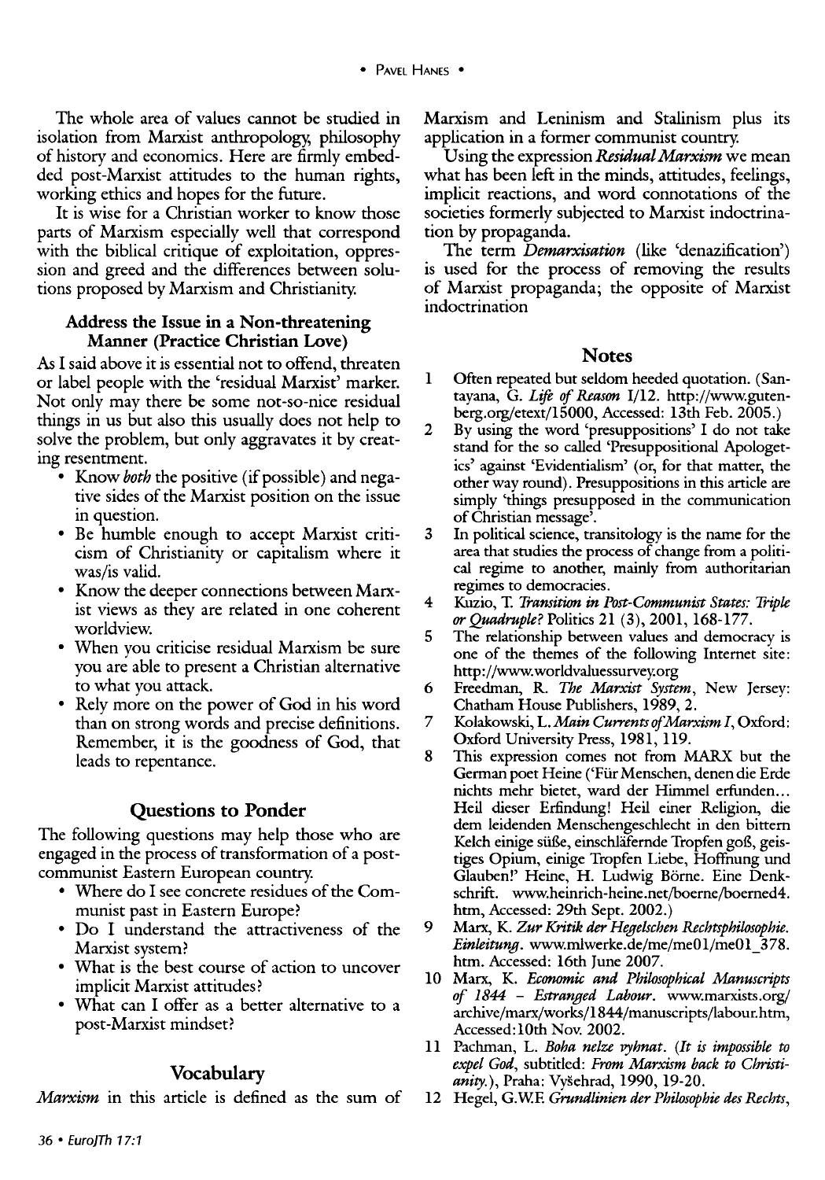The whole area of values cannot be studied in isolation from Marxist anthropology, philosophy of history and economics. Here are firmly embedded post-Marxist attitudes to the human rights, working ethics and hopes for the future.

It is wise for a Christian worker to know those parts of Marxism especially well that correspond with the biblical critique of exploitation, oppression and greed and the differences between solutions proposed by Marxism and Christianity.

### Address the Issue in a Non-threatening Manner (Practice Christian Love)

As I said above it is essential not to offend, threaten or label people with the 'residual Marxist' marker. Not only may there be some not-so-nice residual things in us but also this usually does not help to solve the problem, but only aggravates it by creating resentment.

- Know *both* the positive (if possible) and negative sides of the Marxist position on the issue in question.
- Be humble enough to accept Marxist criticism of Christianity or capitalism where it was/is valid.
- Know the deeper connections between Marxist views as they are related in one coherent worldview.
- When you criticise residual Marxism be sure you are able to present a Christian alternative to what you attack.
- Rely more on the power of God in his word than on strong words and precise definitions. Remember, it is the goodness of God, that leads to repentance.

## Questions to Ponder

The following questions may help those who are engaged in the process of transformation of a post-communist Eastern European country.

- Where do I see concrete residues of the Communist past in Eastern Europe?
- Do I understand the attractiveness of the Marxist system?
- What is the best course of action to uncover implicit Marxist attitudes?
- What can I offer as a better alternative to a post-Marxist mindset?

## Vocabulary

*Marxism* in this article is defined as the sum of Marxism and Leninism and Stalinism plus its application in a former communist country.

Using the expression *Residual Marxism* we mean what has been left in the minds, attitudes, feelings, implicit reactions, and word connotations of the societies formerly subjected to Marxist indoctrination by propaganda.

The term *Demarxisation* (like 'denazification') is used for the process of removing the results of Marxist propaganda; the opposite of Marxist indoctrination

## Notes

1. Often repeated but seldom heeded quotation. (Santayana, G. *Life of Reason* I/12. http://www.gutenberg.org/etext/15000, Accessed: 13th Feb. 2005.)
2. By using the word 'presuppositions' I do not take stand for the so called 'Presuppositional Apologetics' against 'Evidentialism' (or, for that matter, the other way round). Presuppositions in this article are simply 'things presupposed in the communication of Christian message'.
3. In political science, transitology is the name for the area that studies the process of change from a political regime to another, mainly from authoritarian regimes to democracies.
4. Kuzio, T. *Transition in Post-Communist States: Triple or Quadruple?* Politics 21 (3), 2001, 168-177.
5. The relationship between values and democracy is one of the themes of the following Internet site: http://www.worldvaluessurvey.org
6. Freedman, R. *The Marxist System*, New Jersey: Chatham House Publishers, 1989, 2.
7. Kolakowski, L. *Main Currents of Marxism I*, Oxford: Oxford University Press, 1981, 119.
8. This expression comes not from MARX but the German poet Heine ('Für Menschen, denen die Erde nichts mehr bietet, ward der Himmel erfunden... Heil dieser Erfindung! Heil einer Religion, die dem leidenden Menschengeschlecht in den bittern Kelch einige süße, einschläfernde Tropfen goß, geistiges Opium, einige Tropfen Liebe, Hoffnung und Glauben!' Heine, H. Ludwig Börne. Eine Denkschrift. www.heinrich-heine.net/boerne/boerned4.htm, Accessed: 29th Sept. 2002.)
9. Marx, K. *Zur Kritik der Hegelschen Rechtsphilosophie. Einleitung*. www.mlwerke.de/me/me01/me01_378.htm. Accessed: 16th June 2007.
10. Marx, K. *Economic and Philosophical Manuscripts of 1844 – Estranged Labour*. www.marxists.org/archive/marx/works/1844/manuscripts/labour.htm, Accessed:10th Nov. 2002.
11. Pachman, L. *Boha nelze vyhnat*. (*It is impossible to expel God*, subtitled: *From Marxism back to Christianity*.), Praha: Vyšehrad, 1990, 19-20.
12. Hegel, G.W.F. *Grundlinien der Philosophie des Rechts*,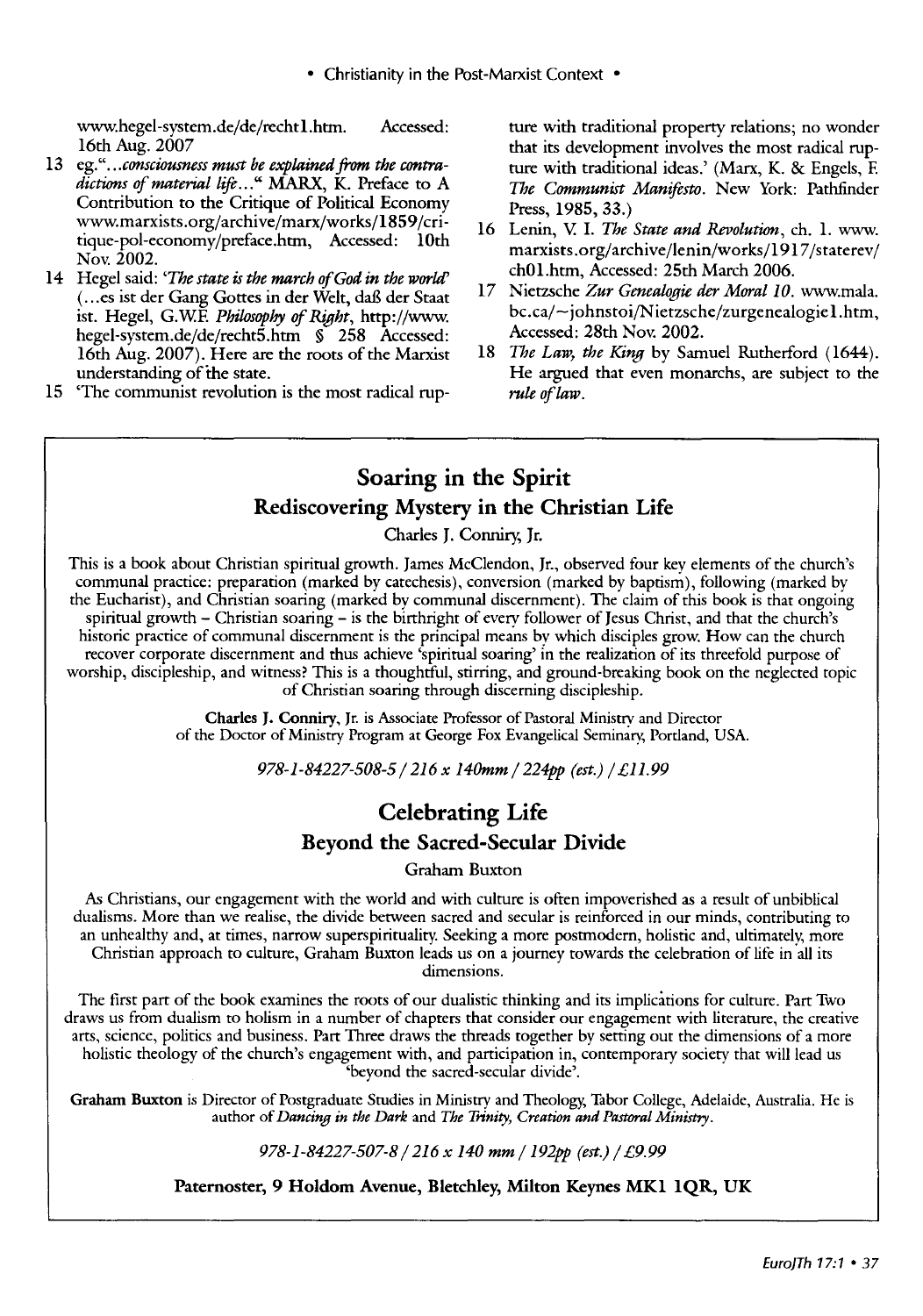www.hegel-system.de/de/recht1.htm. Accessed: 16th Aug. 2007

13 eg."...*consciousness must be explained from the contradictions of material life*..." MARX, K. Preface to A Contribution to the Critique of Political Economy www.marxists.org/archive/marx/works/1859/critique-pol-economy/preface.htm, Accessed: 10th Nov. 2002.

14 Hegel said: '*The state is the march of God in the world*' (...es ist der Gang Gottes in der Welt, daß der Staat ist. Hegel, G.W.F. *Philosophy of Right*, http://www.hegel-system.de/de/recht5.htm § 258 Accessed: 16th Aug. 2007). Here are the roots of the Marxist understanding of the state.

15 'The communist revolution is the most radical rupture with traditional property relations; no wonder that its development involves the most radical rupture with traditional ideas.' (Marx, K. & Engels, F. *The Communist Manifesto*. New York: Pathfinder Press, 1985, 33.)

16 Lenin, V. I. *The State and Revolution*, ch. 1. www.marxists.org/archive/lenin/works/1917/staterev/ch01.htm, Accessed: 25th March 2006.

17 Nietzsche *Zur Genealogie der Moral 10*. www.mala.bc.ca/~johnstoi/Nietzsche/zurgenealogie1.htm, Accessed: 28th Nov. 2002.

18 *The Law, the King* by Samuel Rutherford (1644). He argued that even monarchs, are subject to the *rule of law*.

## Soaring in the Spirit

### Rediscovering Mystery in the Christian Life

Charles J. Conniry, Jr.

This is a book about Christian spiritual growth. James McClendon, Jr., observed four key elements of the church's communal practice: preparation (marked by catechesis), conversion (marked by baptism), following (marked by the Eucharist), and Christian soaring (marked by communal discernment). The claim of this book is that ongoing spiritual growth – Christian soaring – is the birthright of every follower of Jesus Christ, and that the church's historic practice of communal discernment is the principal means by which disciples grow. How can the church recover corporate discernment and thus achieve 'spiritual soaring' in the realization of its threefold purpose of worship, discipleship, and witness? This is a thoughtful, stirring, and ground-breaking book on the neglected topic of Christian soaring through discerning discipleship.

**Charles J. Conniry**, Jr. is Associate Professor of Pastoral Ministry and Director of the Doctor of Ministry Program at George Fox Evangelical Seminary, Portland, USA.

*978-1-84227-508-5 / 216 x 140mm / 224pp (est.) / £11.99*

## Celebrating Life

### Beyond the Sacred-Secular Divide

Graham Buxton

As Christians, our engagement with the world and with culture is often impoverished as a result of unbiblical dualisms. More than we realise, the divide between sacred and secular is reinforced in our minds, contributing to an unhealthy and, at times, narrow superspirituality. Seeking a more postmodern, holistic and, ultimately, more Christian approach to culture, Graham Buxton leads us on a journey towards the celebration of life in all its dimensions.

The first part of the book examines the roots of our dualistic thinking and its implications for culture. Part Two draws us from dualism to holism in a number of chapters that consider our engagement with literature, the creative arts, science, politics and business. Part Three draws the threads together by setting out the dimensions of a more holistic theology of the church's engagement with, and participation in, contemporary society that will lead us 'beyond the sacred-secular divide'.

**Graham Buxton** is Director of Postgraduate Studies in Ministry and Theology, Tabor College, Adelaide, Australia. He is author of *Dancing in the Dark* and *The Trinity, Creation and Pastoral Ministry*.

*978-1-84227-507-8 / 216 x 140 mm / 192pp (est.) / £9.99*

**Paternoster, 9 Holdom Avenue, Bletchley, Milton Keynes MK1 1QR, UK**